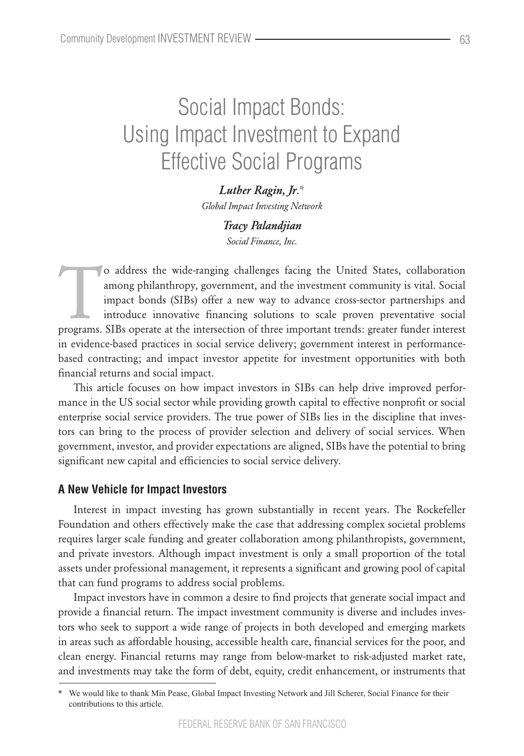# Social Impact Bonds: Using Impact Investment to Expand Effective Social Programs

***Luther Ragin, Jr.****
*Global Impact Investing Network*

***Tracy Palandjian***
*Social Finance, Inc.*

To address the wide-ranging challenges facing the United States, collaboration among philanthropy, government, and the investment community is vital. Social impact bonds (SIBs) offer a new way to advance cross-sector partnerships and introduce innovative financing solutions to scale proven preventative social programs. SIBs operate at the intersection of three important trends: greater funder interest in evidence-based practices in social service delivery; government interest in performance-based contracting; and impact investor appetite for investment opportunities with both financial returns and social impact.

This article focuses on how impact investors in SIBs can help drive improved performance in the US social sector while providing growth capital to effective nonprofit or social enterprise social service providers. The true power of SIBs lies in the discipline that investors can bring to the process of provider selection and delivery of social services. When government, investor, and provider expectations are aligned, SIBs have the potential to bring significant new capital and efficiencies to social service delivery.

## A New Vehicle for Impact Investors

Interest in impact investing has grown substantially in recent years. The Rockefeller Foundation and others effectively make the case that addressing complex societal problems requires larger scale funding and greater collaboration among philanthropists, government, and private investors. Although impact investment is only a small proportion of the total assets under professional management, it represents a significant and growing pool of capital that can fund programs to address social problems.

Impact investors have in common a desire to find projects that generate social impact and provide a financial return. The impact investment community is diverse and includes investors who seek to support a wide range of projects in both developed and emerging markets in areas such as affordable housing, accessible health care, financial services for the poor, and clean energy. Financial returns may range from below-market to risk-adjusted market rate, and investments may take the form of debt, equity, credit enhancement, or instruments that

\* We would like to thank Min Pease, Global Impact Investing Network and Jill Scherer, Social Finance for their contributions to this article.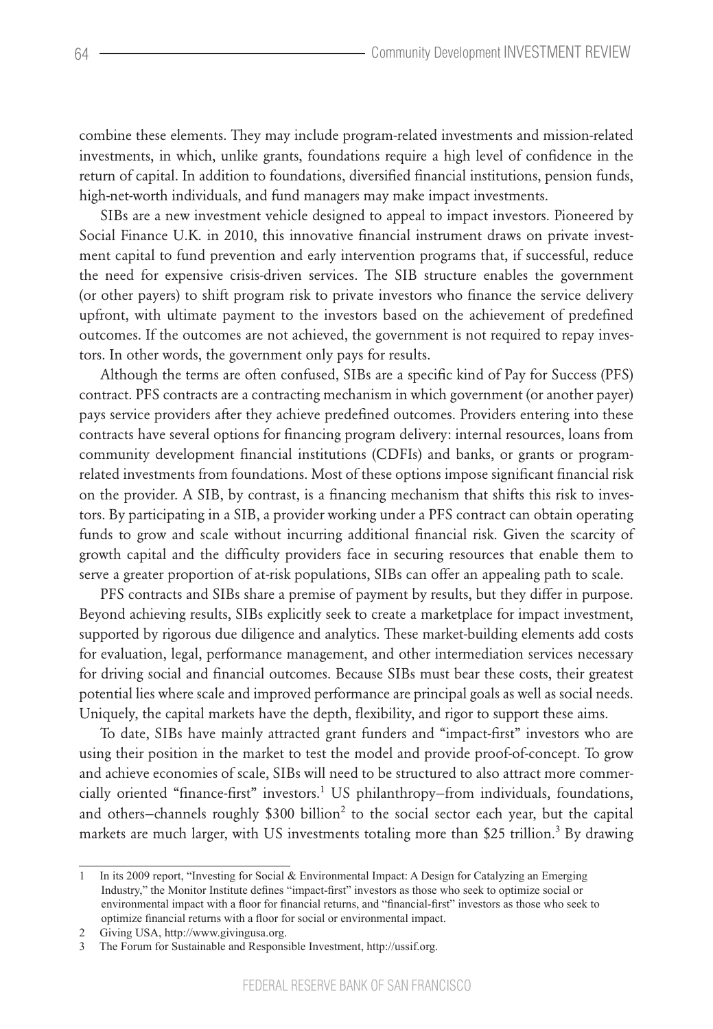combine these elements. They may include program-related investments and mission-related investments, in which, unlike grants, foundations require a high level of confidence in the return of capital. In addition to foundations, diversified financial institutions, pension funds, high-net-worth individuals, and fund managers may make impact investments.

SIBs are a new investment vehicle designed to appeal to impact investors. Pioneered by Social Finance U.K. in 2010, this innovative financial instrument draws on private investment capital to fund prevention and early intervention programs that, if successful, reduce the need for expensive crisis-driven services. The SIB structure enables the government (or other payers) to shift program risk to private investors who finance the service delivery upfront, with ultimate payment to the investors based on the achievement of predefined outcomes. If the outcomes are not achieved, the government is not required to repay investors. In other words, the government only pays for results.

Although the terms are often confused, SIBs are a specific kind of Pay for Success (PFS) contract. PFS contracts are a contracting mechanism in which government (or another payer) pays service providers after they achieve predefined outcomes. Providers entering into these contracts have several options for financing program delivery: internal resources, loans from community development financial institutions (CDFIs) and banks, or grants or program-related investments from foundations. Most of these options impose significant financial risk on the provider. A SIB, by contrast, is a financing mechanism that shifts this risk to investors. By participating in a SIB, a provider working under a PFS contract can obtain operating funds to grow and scale without incurring additional financial risk. Given the scarcity of growth capital and the difficulty providers face in securing resources that enable them to serve a greater proportion of at-risk populations, SIBs can offer an appealing path to scale.

PFS contracts and SIBs share a premise of payment by results, but they differ in purpose. Beyond achieving results, SIBs explicitly seek to create a marketplace for impact investment, supported by rigorous due diligence and analytics. These market-building elements add costs for evaluation, legal, performance management, and other intermediation services necessary for driving social and financial outcomes. Because SIBs must bear these costs, their greatest potential lies where scale and improved performance are principal goals as well as social needs. Uniquely, the capital markets have the depth, flexibility, and rigor to support these aims.

To date, SIBs have mainly attracted grant funders and "impact-first" investors who are using their position in the market to test the model and provide proof-of-concept. To grow and achieve economies of scale, SIBs will need to be structured to also attract more commercially oriented "finance-first" investors.[1] US philanthropy–from individuals, foundations, and others–channels roughly $300 billion[2] to the social sector each year, but the capital markets are much larger, with US investments totaling more than $25 trillion.[3] By drawing

---

1 In its 2009 report, "Investing for Social & Environmental Impact: A Design for Catalyzing an Emerging Industry," the Monitor Institute defines "impact-first" investors as those who seek to optimize social or environmental impact with a floor for financial returns, and "financial-first" investors as those who seek to optimize financial returns with a floor for social or environmental impact.

2 Giving USA, http://www.givingusa.org.

3 The Forum for Sustainable and Responsible Investment, http://ussif.org.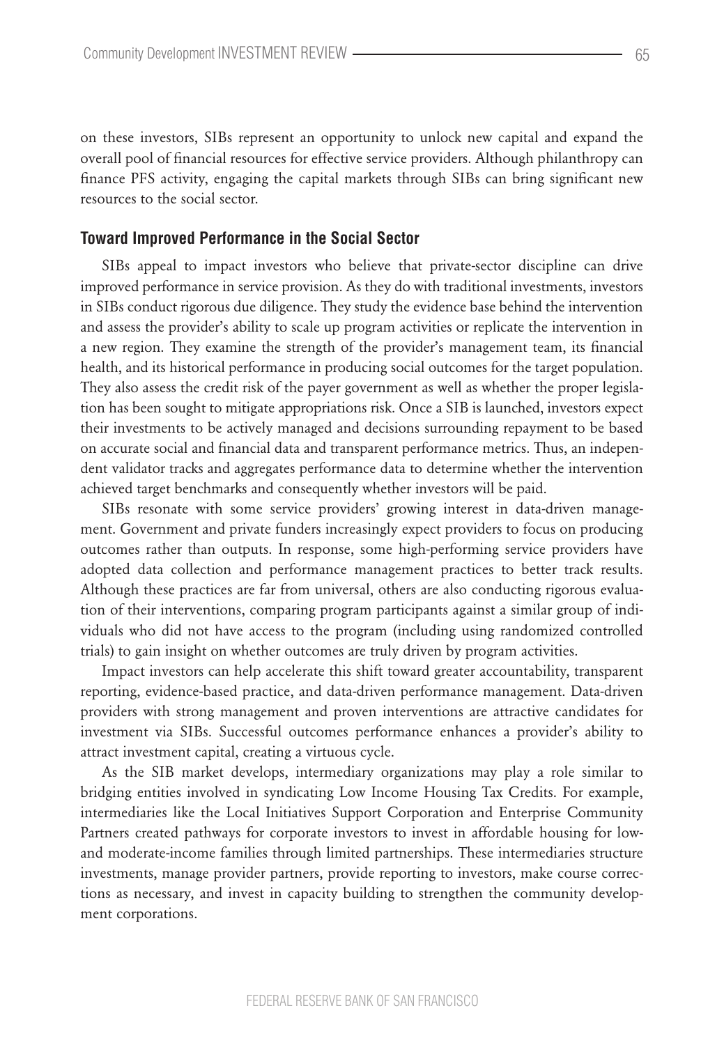on these investors, SIBs represent an opportunity to unlock new capital and expand the overall pool of financial resources for effective service providers. Although philanthropy can finance PFS activity, engaging the capital markets through SIBs can bring significant new resources to the social sector.

### Toward Improved Performance in the Social Sector

SIBs appeal to impact investors who believe that private-sector discipline can drive improved performance in service provision. As they do with traditional investments, investors in SIBs conduct rigorous due diligence. They study the evidence base behind the intervention and assess the provider's ability to scale up program activities or replicate the intervention in a new region. They examine the strength of the provider's management team, its financial health, and its historical performance in producing social outcomes for the target population. They also assess the credit risk of the payer government as well as whether the proper legislation has been sought to mitigate appropriations risk. Once a SIB is launched, investors expect their investments to be actively managed and decisions surrounding repayment to be based on accurate social and financial data and transparent performance metrics. Thus, an independent validator tracks and aggregates performance data to determine whether the intervention achieved target benchmarks and consequently whether investors will be paid.

SIBs resonate with some service providers' growing interest in data-driven management. Government and private funders increasingly expect providers to focus on producing outcomes rather than outputs. In response, some high-performing service providers have adopted data collection and performance management practices to better track results. Although these practices are far from universal, others are also conducting rigorous evaluation of their interventions, comparing program participants against a similar group of individuals who did not have access to the program (including using randomized controlled trials) to gain insight on whether outcomes are truly driven by program activities.

Impact investors can help accelerate this shift toward greater accountability, transparent reporting, evidence-based practice, and data-driven performance management. Data-driven providers with strong management and proven interventions are attractive candidates for investment via SIBs. Successful outcomes performance enhances a provider's ability to attract investment capital, creating a virtuous cycle.

As the SIB market develops, intermediary organizations may play a role similar to bridging entities involved in syndicating Low Income Housing Tax Credits. For example, intermediaries like the Local Initiatives Support Corporation and Enterprise Community Partners created pathways for corporate investors to invest in affordable housing for low- and moderate-income families through limited partnerships. These intermediaries structure investments, manage provider partners, provide reporting to investors, make course corrections as necessary, and invest in capacity building to strengthen the community development corporations.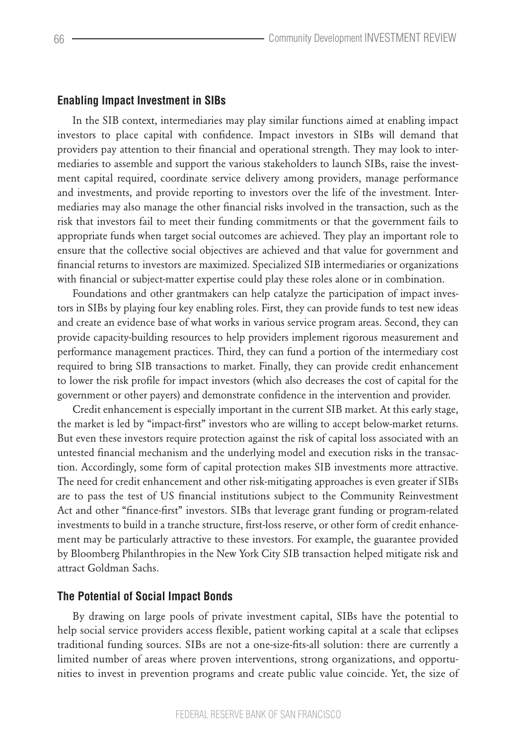## Enabling Impact Investment in SIBs

In the SIB context, intermediaries may play similar functions aimed at enabling impact investors to place capital with confidence. Impact investors in SIBs will demand that providers pay attention to their financial and operational strength. They may look to intermediaries to assemble and support the various stakeholders to launch SIBs, raise the investment capital required, coordinate service delivery among providers, manage performance and investments, and provide reporting to investors over the life of the investment. Intermediaries may also manage the other financial risks involved in the transaction, such as the risk that investors fail to meet their funding commitments or that the government fails to appropriate funds when target social outcomes are achieved. They play an important role to ensure that the collective social objectives are achieved and that value for government and financial returns to investors are maximized. Specialized SIB intermediaries or organizations with financial or subject-matter expertise could play these roles alone or in combination.

Foundations and other grantmakers can help catalyze the participation of impact investors in SIBs by playing four key enabling roles. First, they can provide funds to test new ideas and create an evidence base of what works in various service program areas. Second, they can provide capacity-building resources to help providers implement rigorous measurement and performance management practices. Third, they can fund a portion of the intermediary cost required to bring SIB transactions to market. Finally, they can provide credit enhancement to lower the risk profile for impact investors (which also decreases the cost of capital for the government or other payers) and demonstrate confidence in the intervention and provider.

Credit enhancement is especially important in the current SIB market. At this early stage, the market is led by "impact-first" investors who are willing to accept below-market returns. But even these investors require protection against the risk of capital loss associated with an untested financial mechanism and the underlying model and execution risks in the transaction. Accordingly, some form of capital protection makes SIB investments more attractive. The need for credit enhancement and other risk-mitigating approaches is even greater if SIBs are to pass the test of US financial institutions subject to the Community Reinvestment Act and other "finance-first" investors. SIBs that leverage grant funding or program-related investments to build in a tranche structure, first-loss reserve, or other form of credit enhancement may be particularly attractive to these investors. For example, the guarantee provided by Bloomberg Philanthropies in the New York City SIB transaction helped mitigate risk and attract Goldman Sachs.

## The Potential of Social Impact Bonds

By drawing on large pools of private investment capital, SIBs have the potential to help social service providers access flexible, patient working capital at a scale that eclipses traditional funding sources. SIBs are not a one-size-fits-all solution: there are currently a limited number of areas where proven interventions, strong organizations, and opportunities to invest in prevention programs and create public value coincide. Yet, the size of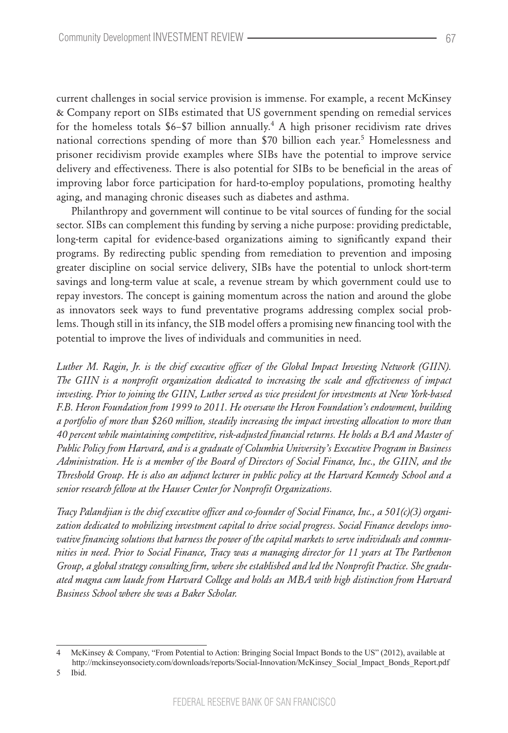current challenges in social service provision is immense. For example, a recent McKinsey & Company report on SIBs estimated that US government spending on remedial services for the homeless totals $6–$7 billion annually.[4] A high prisoner recidivism rate drives national corrections spending of more than $70 billion each year.[5] Homelessness and prisoner recidivism provide examples where SIBs have the potential to improve service delivery and effectiveness. There is also potential for SIBs to be beneficial in the areas of improving labor force participation for hard-to-employ populations, promoting healthy aging, and managing chronic diseases such as diabetes and asthma.

Philanthropy and government will continue to be vital sources of funding for the social sector. SIBs can complement this funding by serving a niche purpose: providing predictable, long-term capital for evidence-based organizations aiming to significantly expand their programs. By redirecting public spending from remediation to prevention and imposing greater discipline on social service delivery, SIBs have the potential to unlock short-term savings and long-term value at scale, a revenue stream by which government could use to repay investors. The concept is gaining momentum across the nation and around the globe as innovators seek ways to fund preventative programs addressing complex social problems. Though still in its infancy, the SIB model offers a promising new financing tool with the potential to improve the lives of individuals and communities in need.

*Luther M. Ragin, Jr. is the chief executive officer of the Global Impact Investing Network (GIIN). The GIIN is a nonprofit organization dedicated to increasing the scale and effectiveness of impact investing. Prior to joining the GIIN, Luther served as vice president for investments at New York-based F.B. Heron Foundation from 1999 to 2011. He oversaw the Heron Foundation's endowment, building a portfolio of more than $260 million, steadily increasing the impact investing allocation to more than 40 percent while maintaining competitive, risk-adjusted financial returns. He holds a BA and Master of Public Policy from Harvard, and is a graduate of Columbia University's Executive Program in Business Administration. He is a member of the Board of Directors of Social Finance, Inc., the GIIN, and the Threshold Group. He is also an adjunct lecturer in public policy at the Harvard Kennedy School and a senior research fellow at the Hauser Center for Nonprofit Organizations.*

*Tracy Palandjian is the chief executive officer and co-founder of Social Finance, Inc., a 501(c)(3) organization dedicated to mobilizing investment capital to drive social progress. Social Finance develops innovative financing solutions that harness the power of the capital markets to serve individuals and communities in need. Prior to Social Finance, Tracy was a managing director for 11 years at The Parthenon Group, a global strategy consulting firm, where she established and led the Nonprofit Practice. She graduated magna cum laude from Harvard College and holds an MBA with high distinction from Harvard Business School where she was a Baker Scholar.*

---

4 McKinsey & Company, "From Potential to Action: Bringing Social Impact Bonds to the US" (2012), available at http://mckinseyonsociety.com/downloads/reports/Social-Innovation/McKinsey_Social_Impact_Bonds_Report.pdf

5 Ibid.